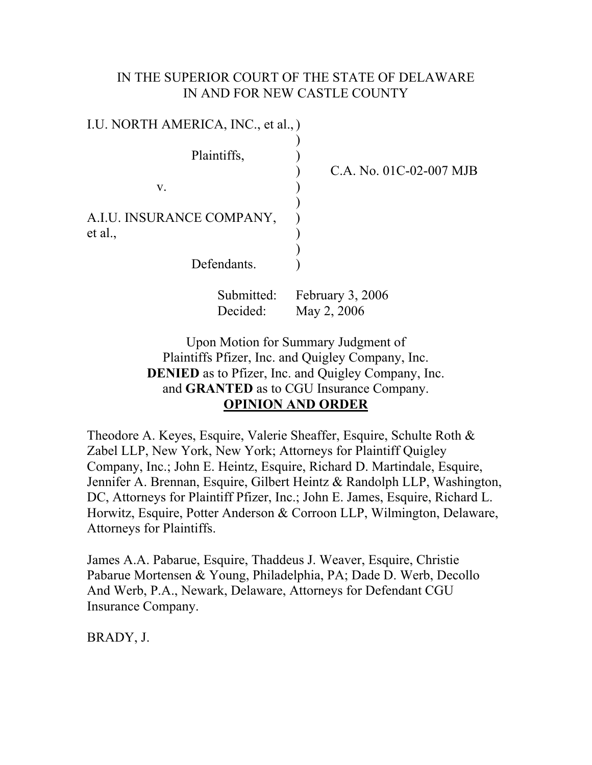IN THE SUPERIOR COURT OF THE STATE OF DELAWARE
IN AND FOR NEW CASTLE COUNTY

| | | |
|---|---|---|
| I.U. NORTH AMERICA, INC., et al., | ) | |
| | ) | |
| Plaintiffs, | ) | |
| | ) | C.A. No. 01C-02-007 MJB |
| v. | ) | |
| | ) | |
| A.I.U. INSURANCE COMPANY, et al., | ) | |
| | ) | |
| Defendants. | ) | |

Submitted: February 3, 2006
Decided: May 2, 2006

Upon Motion for Summary Judgment of
Plaintiffs Pfizer, Inc. and Quigley Company, Inc.
**DENIED** as to Pfizer, Inc. and Quigley Company, Inc.
and **GRANTED** as to CGU Insurance Company.

**OPINION AND ORDER**

Theodore A. Keyes, Esquire, Valerie Sheaffer, Esquire, Schulte Roth & Zabel LLP, New York, New York; Attorneys for Plaintiff Quigley Company, Inc.; John E. Heintz, Esquire, Richard D. Martindale, Esquire, Jennifer A. Brennan, Esquire, Gilbert Heintz & Randolph LLP, Washington, DC, Attorneys for Plaintiff Pfizer, Inc.; John E. James, Esquire, Richard L. Horwitz, Esquire, Potter Anderson & Corroon LLP, Wilmington, Delaware, Attorneys for Plaintiffs.

James A.A. Pabarue, Esquire, Thaddeus J. Weaver, Esquire, Christie Pabarue Mortensen & Young, Philadelphia, PA; Dade D. Werb, Decollo And Werb, P.A., Newark, Delaware, Attorneys for Defendant CGU Insurance Company.

BRADY, J.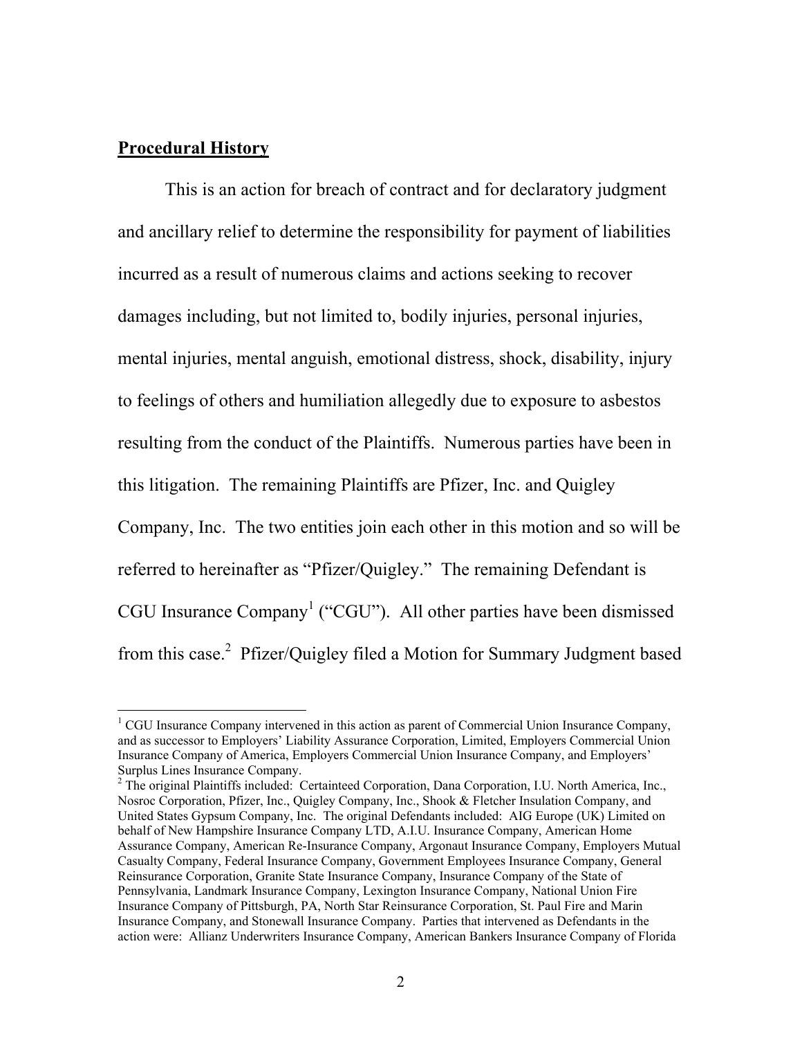**Procedural History**

This is an action for breach of contract and for declaratory judgment and ancillary relief to determine the responsibility for payment of liabilities incurred as a result of numerous claims and actions seeking to recover damages including, but not limited to, bodily injuries, personal injuries, mental injuries, mental anguish, emotional distress, shock, disability, injury to feelings of others and humiliation allegedly due to exposure to asbestos resulting from the conduct of the Plaintiffs. Numerous parties have been in this litigation. The remaining Plaintiffs are Pfizer, Inc. and Quigley Company, Inc. The two entities join each other in this motion and so will be referred to hereinafter as "Pfizer/Quigley." The remaining Defendant is CGU Insurance Company[1] ("CGU"). All other parties have been dismissed from this case.[2] Pfizer/Quigley filed a Motion for Summary Judgment based

---

[1] CGU Insurance Company intervened in this action as parent of Commercial Union Insurance Company, and as successor to Employers' Liability Assurance Corporation, Limited, Employers Commercial Union Insurance Company of America, Employers Commercial Union Insurance Company, and Employers' Surplus Lines Insurance Company.

[2] The original Plaintiffs included: Certainteed Corporation, Dana Corporation, I.U. North America, Inc., Nosroc Corporation, Pfizer, Inc., Quigley Company, Inc., Shook & Fletcher Insulation Company, and United States Gypsum Company, Inc. The original Defendants included: AIG Europe (UK) Limited on behalf of New Hampshire Insurance Company LTD, A.I.U. Insurance Company, American Home Assurance Company, American Re-Insurance Company, Argonaut Insurance Company, Employers Mutual Casualty Company, Federal Insurance Company, Government Employees Insurance Company, General Reinsurance Corporation, Granite State Insurance Company, Insurance Company of the State of Pennsylvania, Landmark Insurance Company, Lexington Insurance Company, National Union Fire Insurance Company of Pittsburgh, PA, North Star Reinsurance Corporation, St. Paul Fire and Marin Insurance Company, and Stonewall Insurance Company. Parties that intervened as Defendants in the action were: Allianz Underwriters Insurance Company, American Bankers Insurance Company of Florida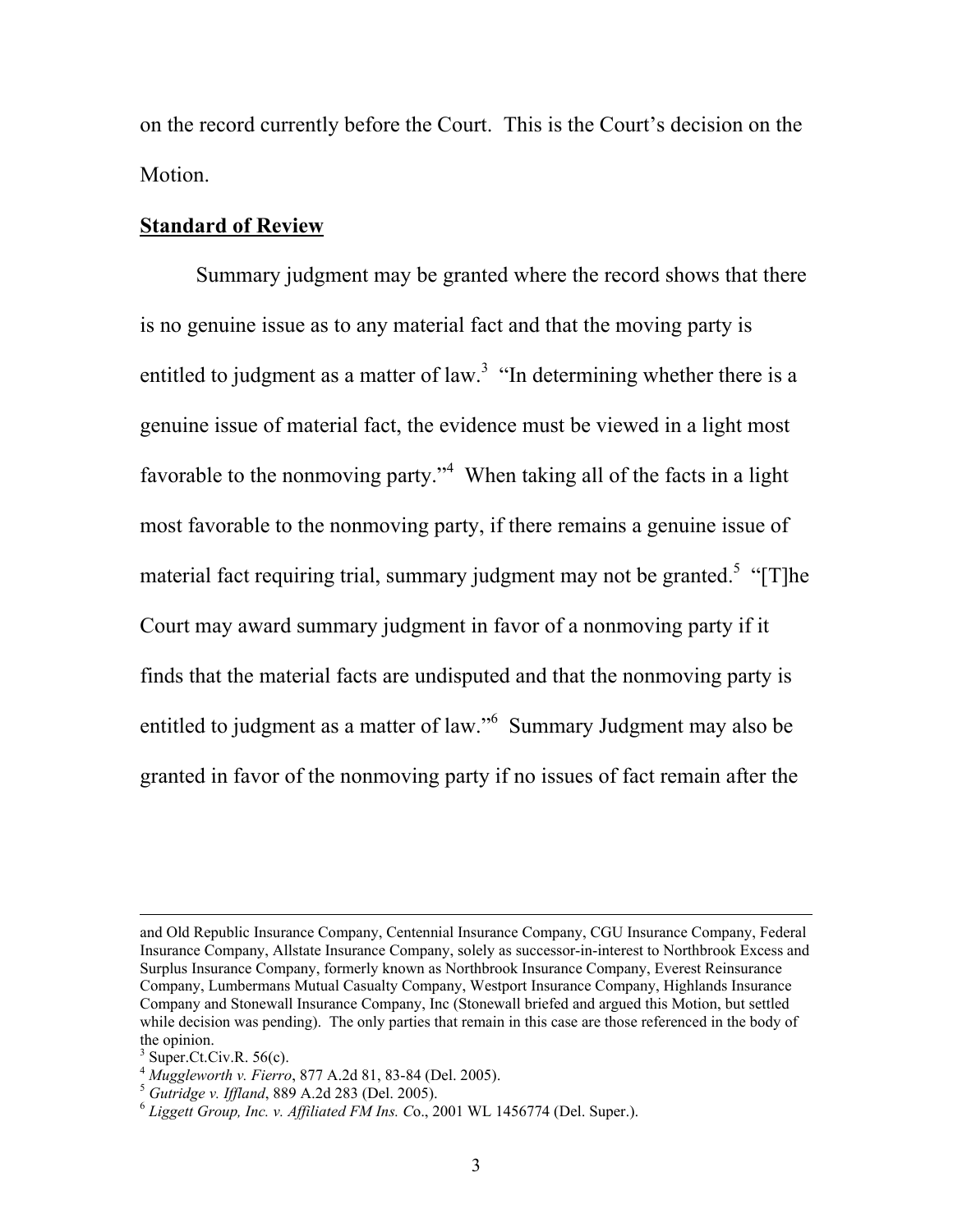on the record currently before the Court. This is the Court's decision on the Motion.

## **Standard of Review**

Summary judgment may be granted where the record shows that there is no genuine issue as to any material fact and that the moving party is entitled to judgment as a matter of law.[3] "In determining whether there is a genuine issue of material fact, the evidence must be viewed in a light most favorable to the nonmoving party."[4] When taking all of the facts in a light most favorable to the nonmoving party, if there remains a genuine issue of material fact requiring trial, summary judgment may not be granted.[5] "[T]he Court may award summary judgment in favor of a nonmoving party if it finds that the material facts are undisputed and that the nonmoving party is entitled to judgment as a matter of law."[6] Summary Judgment may also be granted in favor of the nonmoving party if no issues of fact remain after the

---

and Old Republic Insurance Company, Centennial Insurance Company, CGU Insurance Company, Federal Insurance Company, Allstate Insurance Company, solely as successor-in-interest to Northbrook Excess and Surplus Insurance Company, formerly known as Northbrook Insurance Company, Everest Reinsurance Company, Lumbermans Mutual Casualty Company, Westport Insurance Company, Highlands Insurance Company and Stonewall Insurance Company, Inc (Stonewall briefed and argued this Motion, but settled while decision was pending). The only parties that remain in this case are those referenced in the body of the opinion.

[3] Super.Ct.Civ.R. 56(c).

[4] *Muggleworth v. Fierro*, 877 A.2d 81, 83-84 (Del. 2005).

[5] *Gutridge v. Iffland*, 889 A.2d 283 (Del. 2005).

[6] *Liggett Group, Inc. v. Affiliated FM Ins. C*o., 2001 WL 1456774 (Del. Super.).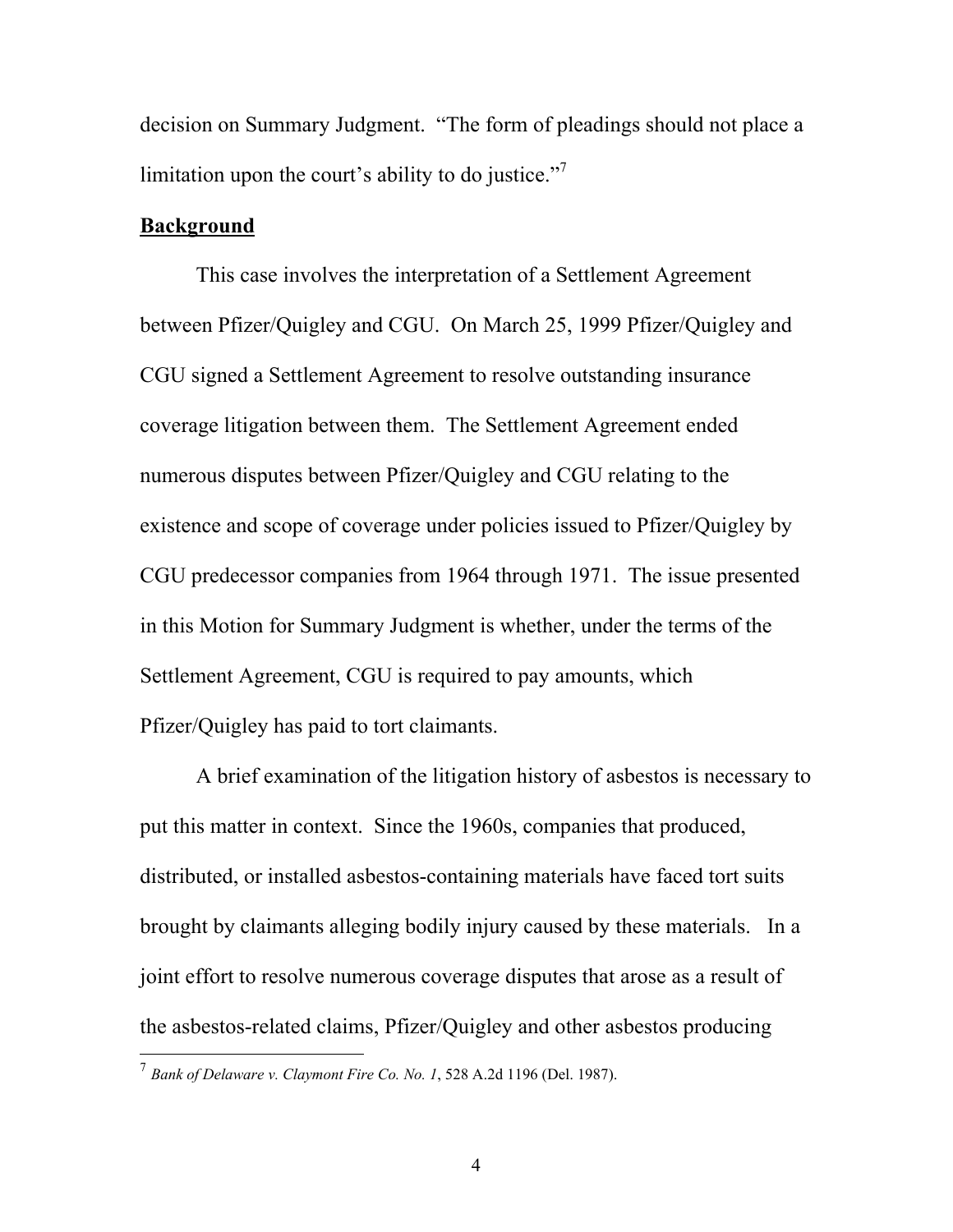decision on Summary Judgment. "The form of pleadings should not place a limitation upon the court's ability to do justice."[7]

**Background**

This case involves the interpretation of a Settlement Agreement between Pfizer/Quigley and CGU. On March 25, 1999 Pfizer/Quigley and CGU signed a Settlement Agreement to resolve outstanding insurance coverage litigation between them. The Settlement Agreement ended numerous disputes between Pfizer/Quigley and CGU relating to the existence and scope of coverage under policies issued to Pfizer/Quigley by CGU predecessor companies from 1964 through 1971. The issue presented in this Motion for Summary Judgment is whether, under the terms of the Settlement Agreement, CGU is required to pay amounts, which Pfizer/Quigley has paid to tort claimants.

A brief examination of the litigation history of asbestos is necessary to put this matter in context. Since the 1960s, companies that produced, distributed, or installed asbestos-containing materials have faced tort suits brought by claimants alleging bodily injury caused by these materials. In a joint effort to resolve numerous coverage disputes that arose as a result of the asbestos-related claims, Pfizer/Quigley and other asbestos producing

---

[7] *Bank of Delaware v. Claymont Fire Co. No. 1*, 528 A.2d 1196 (Del. 1987).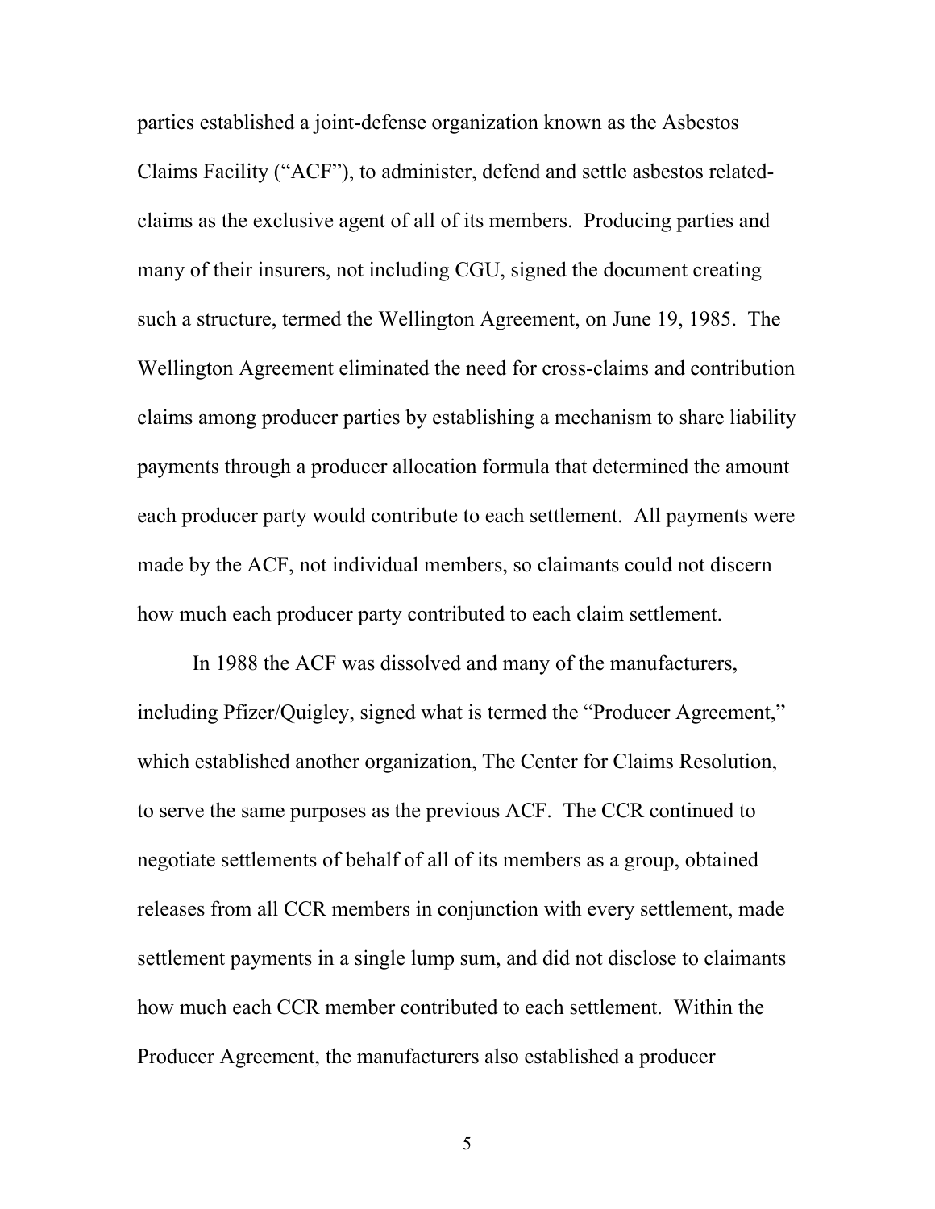parties established a joint-defense organization known as the Asbestos Claims Facility ("ACF"), to administer, defend and settle asbestos related-claims as the exclusive agent of all of its members. Producing parties and many of their insurers, not including CGU, signed the document creating such a structure, termed the Wellington Agreement, on June 19, 1985. The Wellington Agreement eliminated the need for cross-claims and contribution claims among producer parties by establishing a mechanism to share liability payments through a producer allocation formula that determined the amount each producer party would contribute to each settlement. All payments were made by the ACF, not individual members, so claimants could not discern how much each producer party contributed to each claim settlement.

In 1988 the ACF was dissolved and many of the manufacturers, including Pfizer/Quigley, signed what is termed the "Producer Agreement," which established another organization, The Center for Claims Resolution, to serve the same purposes as the previous ACF. The CCR continued to negotiate settlements of behalf of all of its members as a group, obtained releases from all CCR members in conjunction with every settlement, made settlement payments in a single lump sum, and did not disclose to claimants how much each CCR member contributed to each settlement. Within the Producer Agreement, the manufacturers also established a producer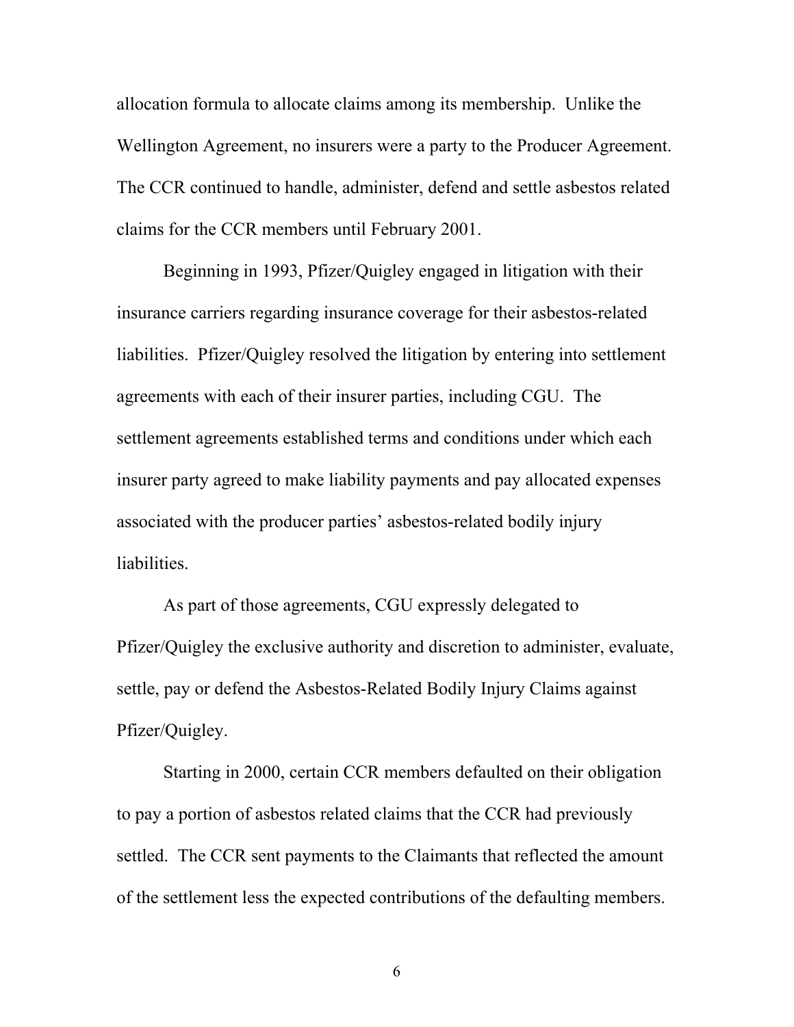allocation formula to allocate claims among its membership. Unlike the Wellington Agreement, no insurers were a party to the Producer Agreement. The CCR continued to handle, administer, defend and settle asbestos related claims for the CCR members until February 2001.

Beginning in 1993, Pfizer/Quigley engaged in litigation with their insurance carriers regarding insurance coverage for their asbestos-related liabilities. Pfizer/Quigley resolved the litigation by entering into settlement agreements with each of their insurer parties, including CGU. The settlement agreements established terms and conditions under which each insurer party agreed to make liability payments and pay allocated expenses associated with the producer parties' asbestos-related bodily injury liabilities.

As part of those agreements, CGU expressly delegated to Pfizer/Quigley the exclusive authority and discretion to administer, evaluate, settle, pay or defend the Asbestos-Related Bodily Injury Claims against Pfizer/Quigley.

Starting in 2000, certain CCR members defaulted on their obligation to pay a portion of asbestos related claims that the CCR had previously settled. The CCR sent payments to the Claimants that reflected the amount of the settlement less the expected contributions of the defaulting members.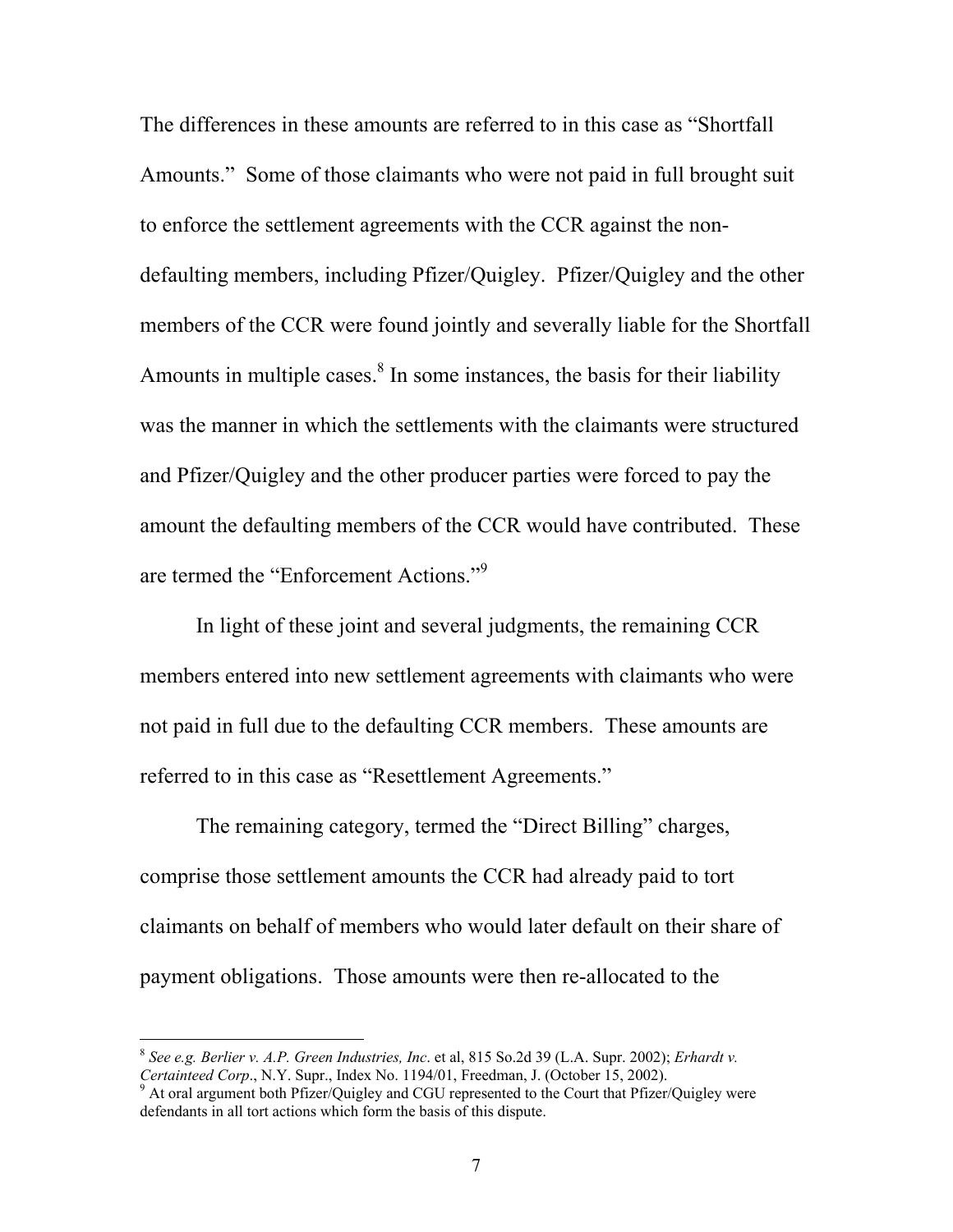The differences in these amounts are referred to in this case as "Shortfall Amounts." Some of those claimants who were not paid in full brought suit to enforce the settlement agreements with the CCR against the non-defaulting members, including Pfizer/Quigley. Pfizer/Quigley and the other members of the CCR were found jointly and severally liable for the Shortfall Amounts in multiple cases.[8] In some instances, the basis for their liability was the manner in which the settlements with the claimants were structured and Pfizer/Quigley and the other producer parties were forced to pay the amount the defaulting members of the CCR would have contributed. These are termed the "Enforcement Actions."[9]

In light of these joint and several judgments, the remaining CCR members entered into new settlement agreements with claimants who were not paid in full due to the defaulting CCR members. These amounts are referred to in this case as "Resettlement Agreements."

The remaining category, termed the "Direct Billing" charges, comprise those settlement amounts the CCR had already paid to tort claimants on behalf of members who would later default on their share of payment obligations. Those amounts were then re-allocated to the

---

[8] *See e.g. Berlier v. A.P. Green Industries, Inc*. et al, 815 So.2d 39 (L.A. Supr. 2002); *Erhardt v. Certainteed Corp*., N.Y. Supr., Index No. 1194/01, Freedman, J. (October 15, 2002).

[9] At oral argument both Pfizer/Quigley and CGU represented to the Court that Pfizer/Quigley were defendants in all tort actions which form the basis of this dispute.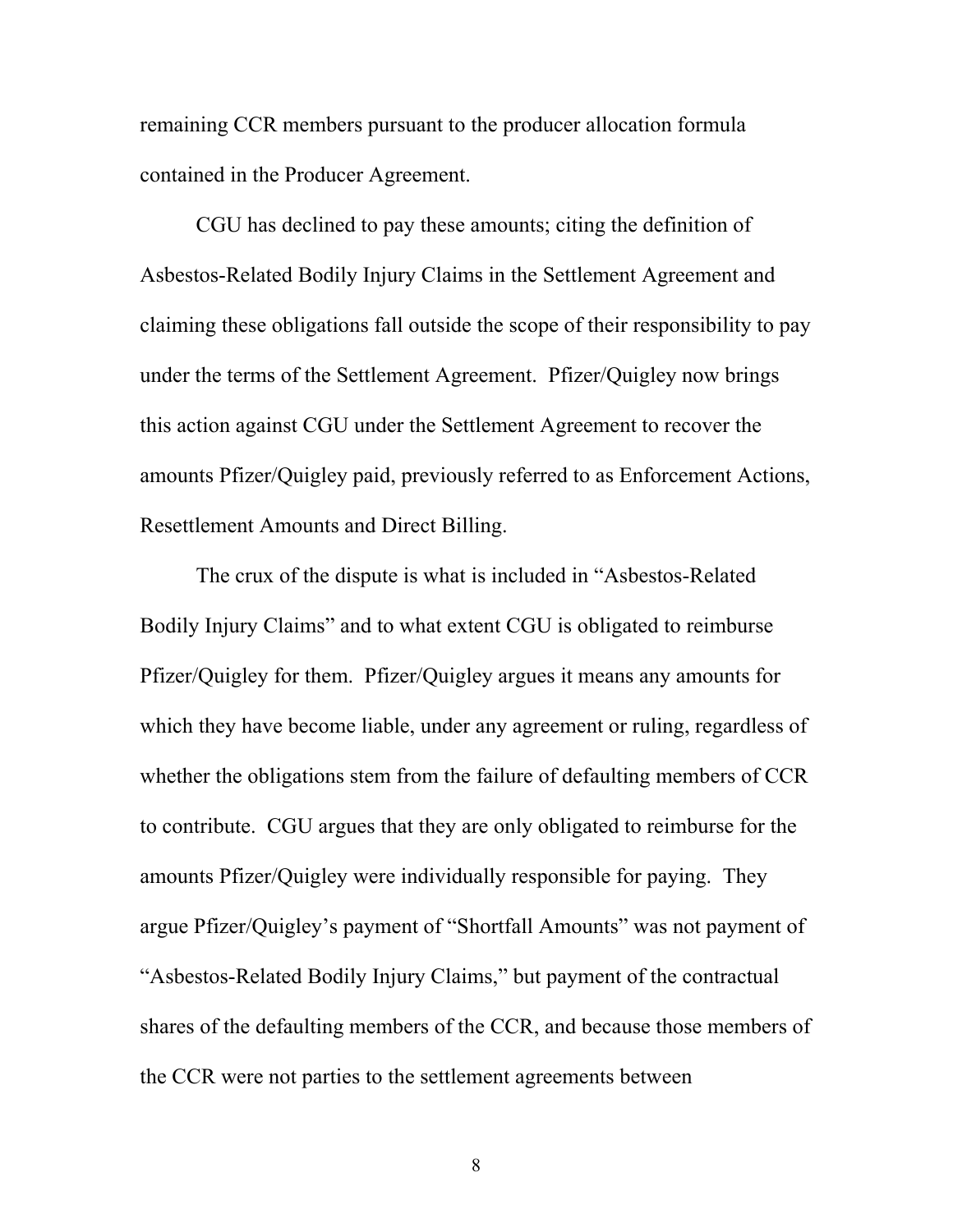remaining CCR members pursuant to the producer allocation formula contained in the Producer Agreement.

CGU has declined to pay these amounts; citing the definition of Asbestos-Related Bodily Injury Claims in the Settlement Agreement and claiming these obligations fall outside the scope of their responsibility to pay under the terms of the Settlement Agreement. Pfizer/Quigley now brings this action against CGU under the Settlement Agreement to recover the amounts Pfizer/Quigley paid, previously referred to as Enforcement Actions, Resettlement Amounts and Direct Billing.

The crux of the dispute is what is included in "Asbestos-Related Bodily Injury Claims" and to what extent CGU is obligated to reimburse Pfizer/Quigley for them. Pfizer/Quigley argues it means any amounts for which they have become liable, under any agreement or ruling, regardless of whether the obligations stem from the failure of defaulting members of CCR to contribute. CGU argues that they are only obligated to reimburse for the amounts Pfizer/Quigley were individually responsible for paying. They argue Pfizer/Quigley's payment of "Shortfall Amounts" was not payment of "Asbestos-Related Bodily Injury Claims," but payment of the contractual shares of the defaulting members of the CCR, and because those members of the CCR were not parties to the settlement agreements between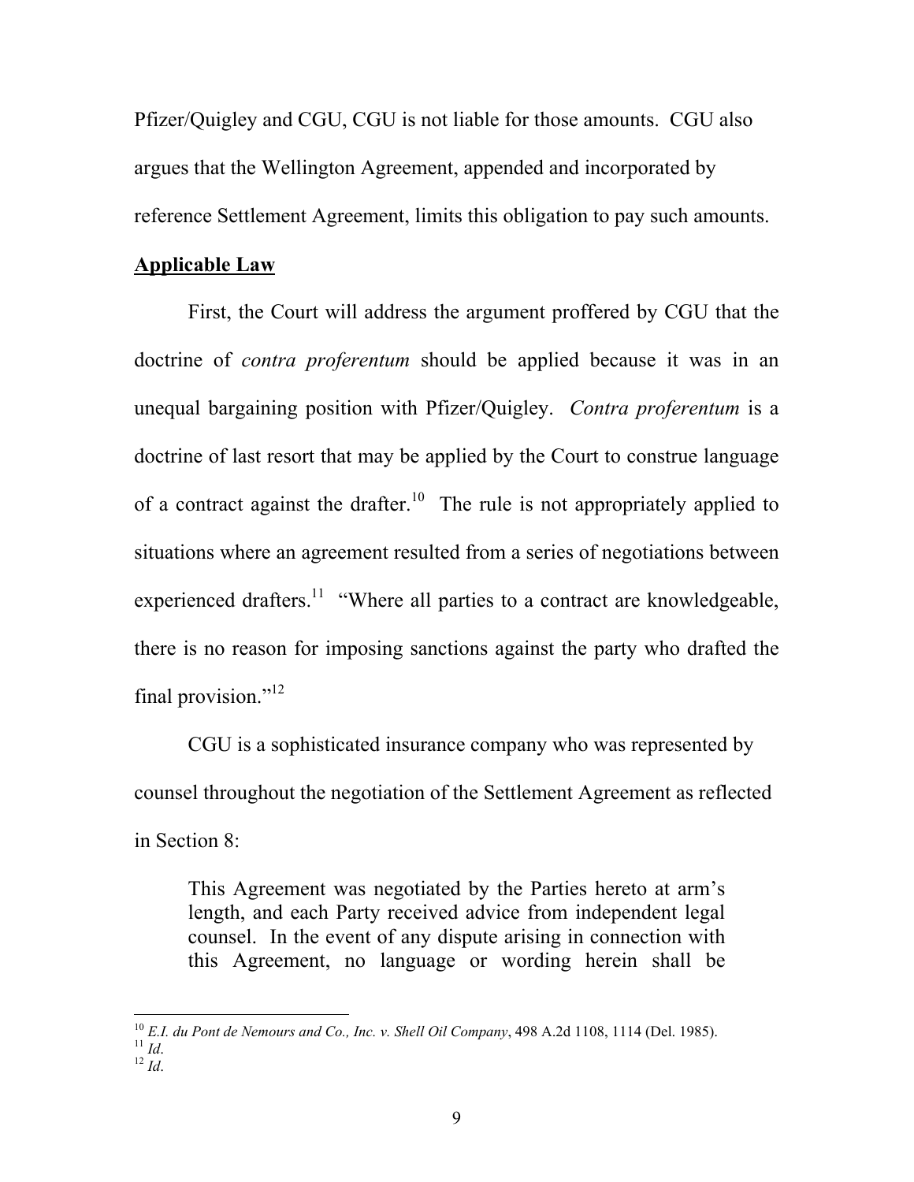Pfizer/Quigley and CGU, CGU is not liable for those amounts. CGU also argues that the Wellington Agreement, appended and incorporated by reference Settlement Agreement, limits this obligation to pay such amounts.

**Applicable Law**

First, the Court will address the argument proffered by CGU that the doctrine of *contra proferentum* should be applied because it was in an unequal bargaining position with Pfizer/Quigley. *Contra proferentum* is a doctrine of last resort that may be applied by the Court to construe language of a contract against the drafter.[10] The rule is not appropriately applied to situations where an agreement resulted from a series of negotiations between experienced drafters.[11] "Where all parties to a contract are knowledgeable, there is no reason for imposing sanctions against the party who drafted the final provision."[12]

CGU is a sophisticated insurance company who was represented by counsel throughout the negotiation of the Settlement Agreement as reflected in Section 8:

> This Agreement was negotiated by the Parties hereto at arm's length, and each Party received advice from independent legal counsel. In the event of any dispute arising in connection with this Agreement, no language or wording herein shall be

---

[10] *E.I. du Pont de Nemours and Co., Inc. v. Shell Oil Company*, 498 A.2d 1108, 1114 (Del. 1985).
[11] *Id*.
[12] *Id*.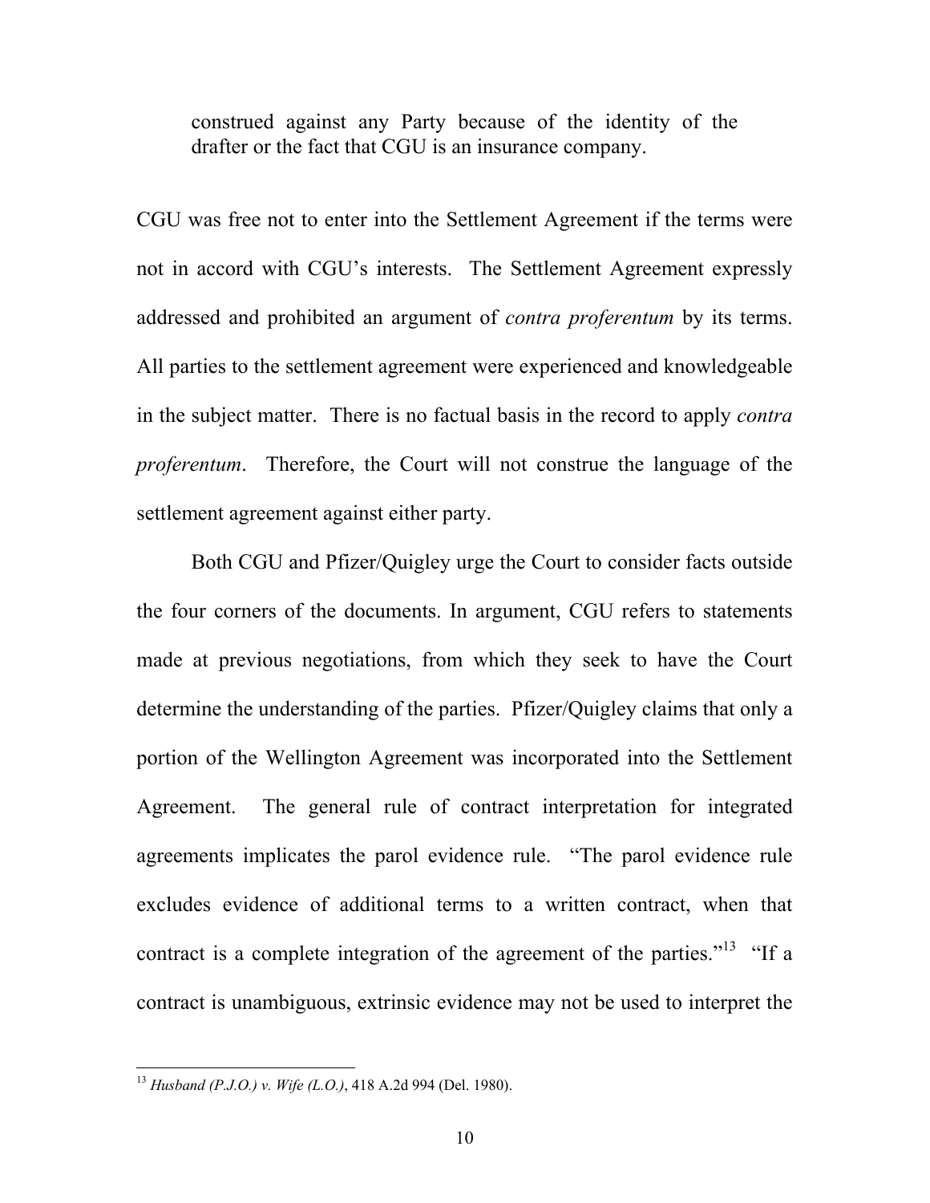construed against any Party because of the identity of the drafter or the fact that CGU is an insurance company.

CGU was free not to enter into the Settlement Agreement if the terms were not in accord with CGU's interests. The Settlement Agreement expressly addressed and prohibited an argument of *contra proferentum* by its terms. All parties to the settlement agreement were experienced and knowledgeable in the subject matter. There is no factual basis in the record to apply *contra proferentum*. Therefore, the Court will not construe the language of the settlement agreement against either party.

Both CGU and Pfizer/Quigley urge the Court to consider facts outside the four corners of the documents. In argument, CGU refers to statements made at previous negotiations, from which they seek to have the Court determine the understanding of the parties. Pfizer/Quigley claims that only a portion of the Wellington Agreement was incorporated into the Settlement Agreement. The general rule of contract interpretation for integrated agreements implicates the parol evidence rule. "The parol evidence rule excludes evidence of additional terms to a written contract, when that contract is a complete integration of the agreement of the parties."[13] "If a contract is unambiguous, extrinsic evidence may not be used to interpret the

---

[13] *Husband (P.J.O.) v. Wife (L.O.)*, 418 A.2d 994 (Del. 1980).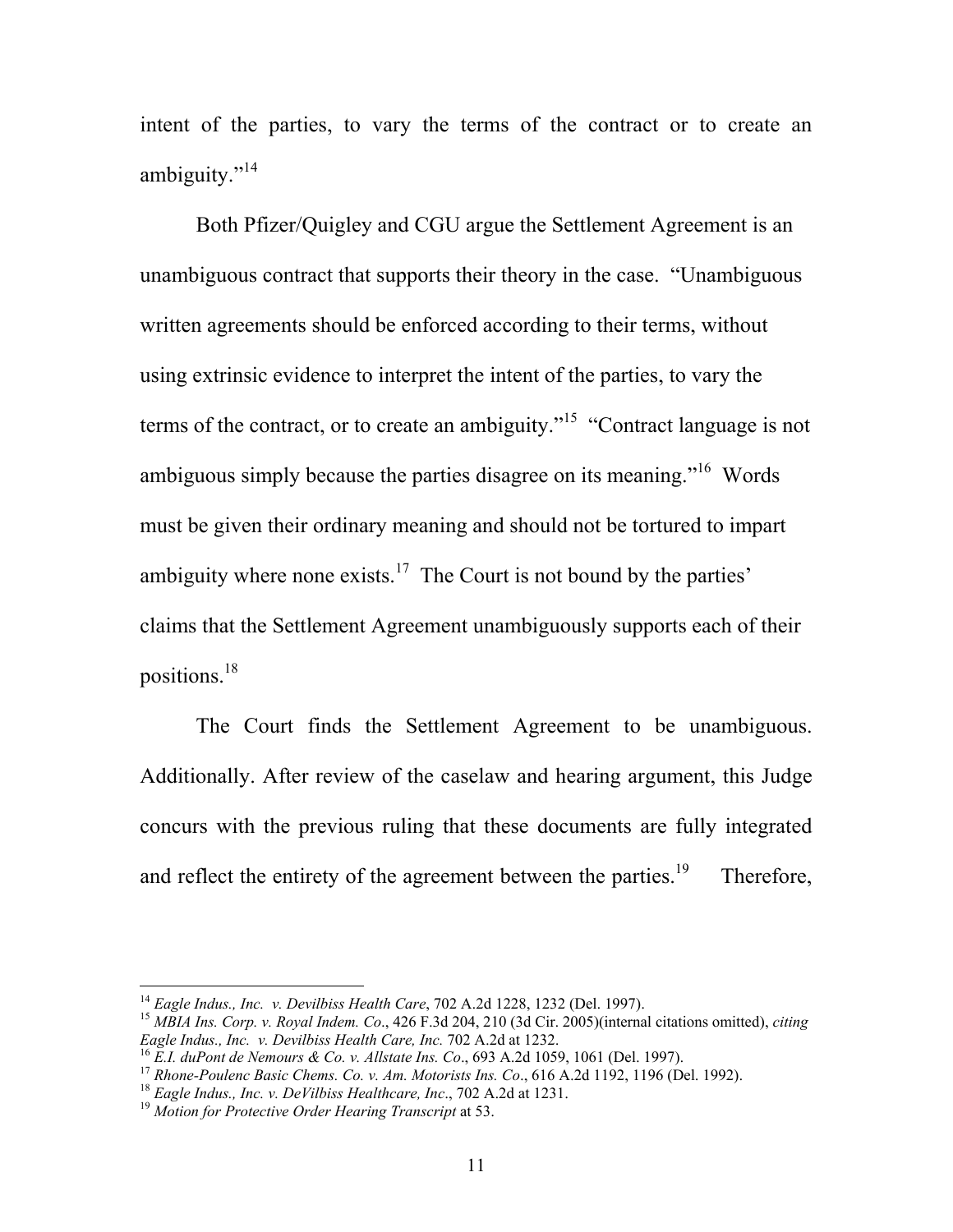intent of the parties, to vary the terms of the contract or to create an ambiguity."[14]

Both Pfizer/Quigley and CGU argue the Settlement Agreement is an unambiguous contract that supports their theory in the case. "Unambiguous written agreements should be enforced according to their terms, without using extrinsic evidence to interpret the intent of the parties, to vary the terms of the contract, or to create an ambiguity."[15] "Contract language is not ambiguous simply because the parties disagree on its meaning."[16] Words must be given their ordinary meaning and should not be tortured to impart ambiguity where none exists.[17] The Court is not bound by the parties' claims that the Settlement Agreement unambiguously supports each of their positions.[18]

The Court finds the Settlement Agreement to be unambiguous. Additionally. After review of the caselaw and hearing argument, this Judge concurs with the previous ruling that these documents are fully integrated and reflect the entirety of the agreement between the parties.[19] Therefore,

---

[14] *Eagle Indus., Inc. v. Devilbiss Health Care*, 702 A.2d 1228, 1232 (Del. 1997).

[15] *MBIA Ins. Corp. v. Royal Indem. Co*., 426 F.3d 204, 210 (3d Cir. 2005)(internal citations omitted), *citing Eagle Indus., Inc. v. Devilbiss Health Care, Inc.* 702 A.2d at 1232.

[16] *E.I. duPont de Nemours & Co. v. Allstate Ins. Co*., 693 A.2d 1059, 1061 (Del. 1997).

[17] *Rhone-Poulenc Basic Chems. Co. v. Am. Motorists Ins. Co*., 616 A.2d 1192, 1196 (Del. 1992).

[18] *Eagle Indus., Inc. v. DeVilbiss Healthcare, Inc*., 702 A.2d at 1231.

[19] *Motion for Protective Order Hearing Transcript* at 53.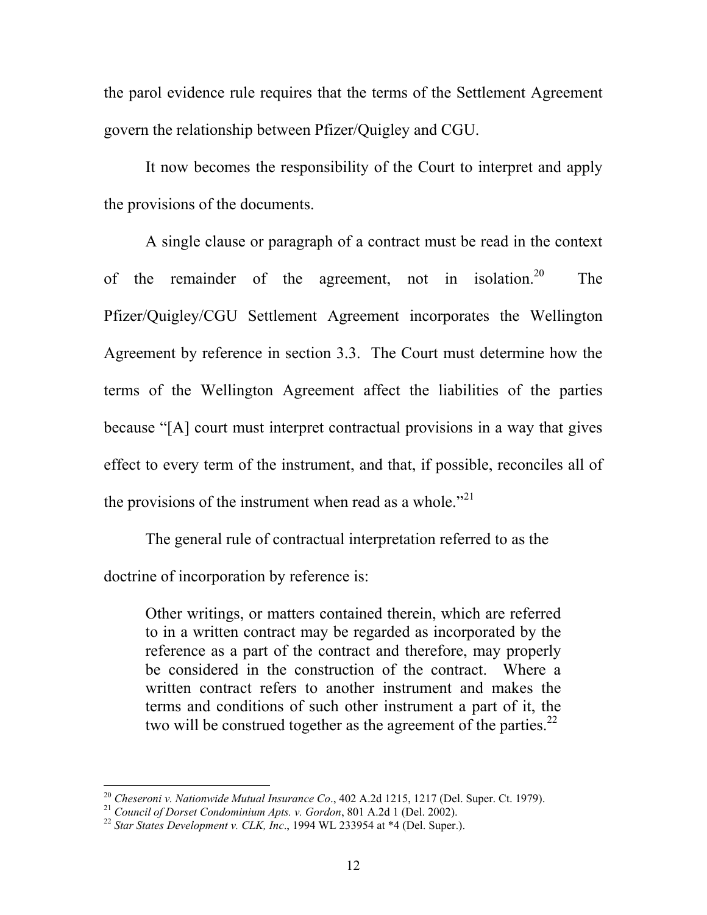the parol evidence rule requires that the terms of the Settlement Agreement govern the relationship between Pfizer/Quigley and CGU.

It now becomes the responsibility of the Court to interpret and apply the provisions of the documents.

A single clause or paragraph of a contract must be read in the context of the remainder of the agreement, not in isolation.[20] The Pfizer/Quigley/CGU Settlement Agreement incorporates the Wellington Agreement by reference in section 3.3. The Court must determine how the terms of the Wellington Agreement affect the liabilities of the parties because "[A] court must interpret contractual provisions in a way that gives effect to every term of the instrument, and that, if possible, reconciles all of the provisions of the instrument when read as a whole."[21]

The general rule of contractual interpretation referred to as the doctrine of incorporation by reference is:

> Other writings, or matters contained therein, which are referred to in a written contract may be regarded as incorporated by the reference as a part of the contract and therefore, may properly be considered in the construction of the contract. Where a written contract refers to another instrument and makes the terms and conditions of such other instrument a part of it, the two will be construed together as the agreement of the parties.[22]

---

[20] *Cheseroni v. Nationwide Mutual Insurance Co*., 402 A.2d 1215, 1217 (Del. Super. Ct. 1979).

[21] *Council of Dorset Condominium Apts. v. Gordon*, 801 A.2d 1 (Del. 2002).

[22] *Star States Development v. CLK, Inc*., 1994 WL 233954 at *4 (Del. Super.).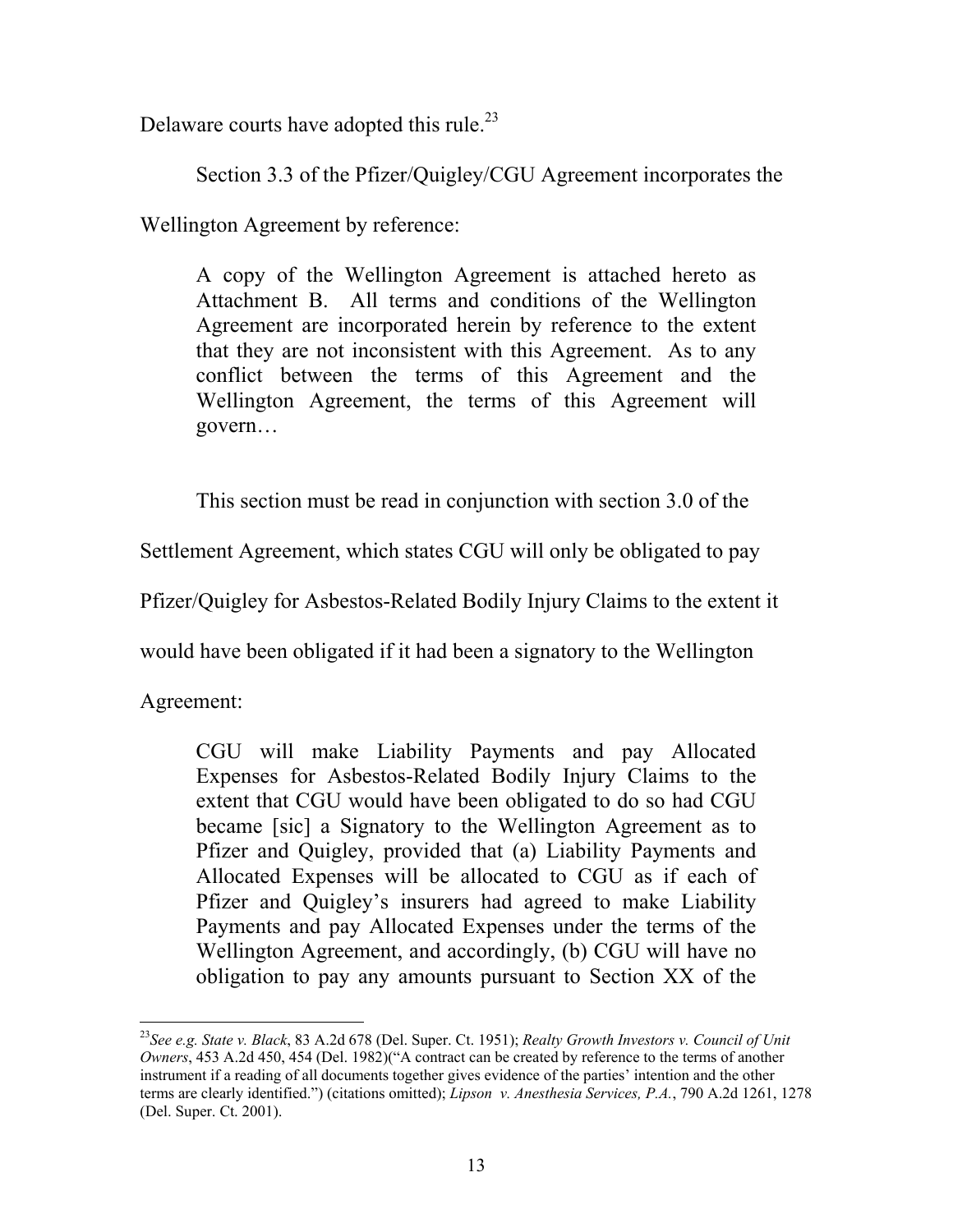Delaware courts have adopted this rule.[23]

Section 3.3 of the Pfizer/Quigley/CGU Agreement incorporates the Wellington Agreement by reference:

> A copy of the Wellington Agreement is attached hereto as Attachment B. All terms and conditions of the Wellington Agreement are incorporated herein by reference to the extent that they are not inconsistent with this Agreement. As to any conflict between the terms of this Agreement and the Wellington Agreement, the terms of this Agreement will govern…

This section must be read in conjunction with section 3.0 of the Settlement Agreement, which states CGU will only be obligated to pay Pfizer/Quigley for Asbestos-Related Bodily Injury Claims to the extent it would have been obligated if it had been a signatory to the Wellington Agreement:

> CGU will make Liability Payments and pay Allocated Expenses for Asbestos-Related Bodily Injury Claims to the extent that CGU would have been obligated to do so had CGU became [sic] a Signatory to the Wellington Agreement as to Pfizer and Quigley, provided that (a) Liability Payments and Allocated Expenses will be allocated to CGU as if each of Pfizer and Quigley's insurers had agreed to make Liability Payments and pay Allocated Expenses under the terms of the Wellington Agreement, and accordingly, (b) CGU will have no obligation to pay any amounts pursuant to Section XX of the

---

[23] *See e.g. State v. Black*, 83 A.2d 678 (Del. Super. Ct. 1951); *Realty Growth Investors v. Council of Unit Owners*, 453 A.2d 450, 454 (Del. 1982)("A contract can be created by reference to the terms of another instrument if a reading of all documents together gives evidence of the parties' intention and the other terms are clearly identified.") (citations omitted); *Lipson v. Anesthesia Services, P.A.*, 790 A.2d 1261, 1278 (Del. Super. Ct. 2001).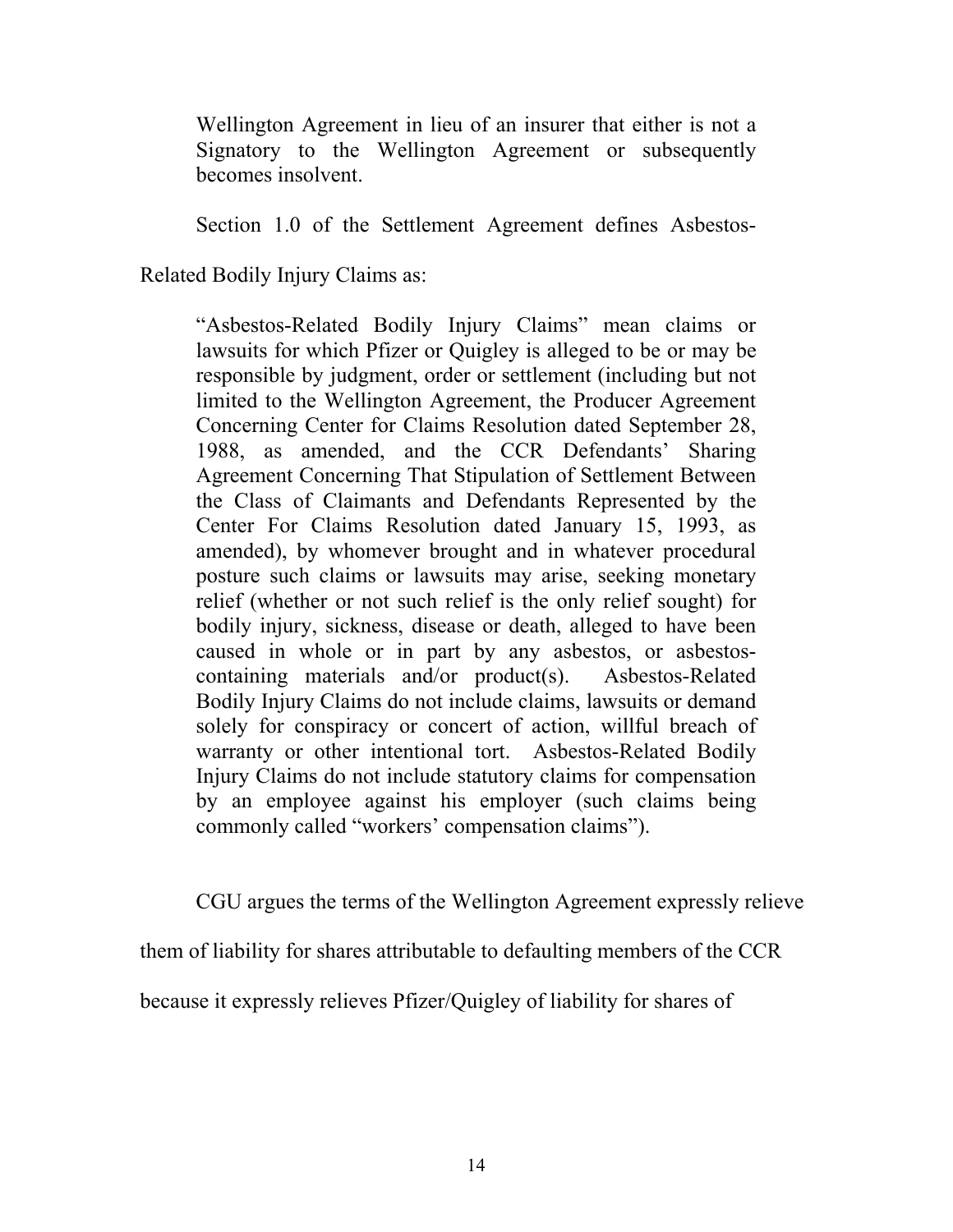> Wellington Agreement in lieu of an insurer that either is not a Signatory to the Wellington Agreement or subsequently becomes insolvent.

Section 1.0 of the Settlement Agreement defines Asbestos-Related Bodily Injury Claims as:

> "Asbestos-Related Bodily Injury Claims" mean claims or lawsuits for which Pfizer or Quigley is alleged to be or may be responsible by judgment, order or settlement (including but not limited to the Wellington Agreement, the Producer Agreement Concerning Center for Claims Resolution dated September 28, 1988, as amended, and the CCR Defendants' Sharing Agreement Concerning That Stipulation of Settlement Between the Class of Claimants and Defendants Represented by the Center For Claims Resolution dated January 15, 1993, as amended), by whomever brought and in whatever procedural posture such claims or lawsuits may arise, seeking monetary relief (whether or not such relief is the only relief sought) for bodily injury, sickness, disease or death, alleged to have been caused in whole or in part by any asbestos, or asbestos-containing materials and/or product(s). Asbestos-Related Bodily Injury Claims do not include claims, lawsuits or demand solely for conspiracy or concert of action, willful breach of warranty or other intentional tort. Asbestos-Related Bodily Injury Claims do not include statutory claims for compensation by an employee against his employer (such claims being commonly called "workers' compensation claims").

CGU argues the terms of the Wellington Agreement expressly relieve them of liability for shares attributable to defaulting members of the CCR because it expressly relieves Pfizer/Quigley of liability for shares of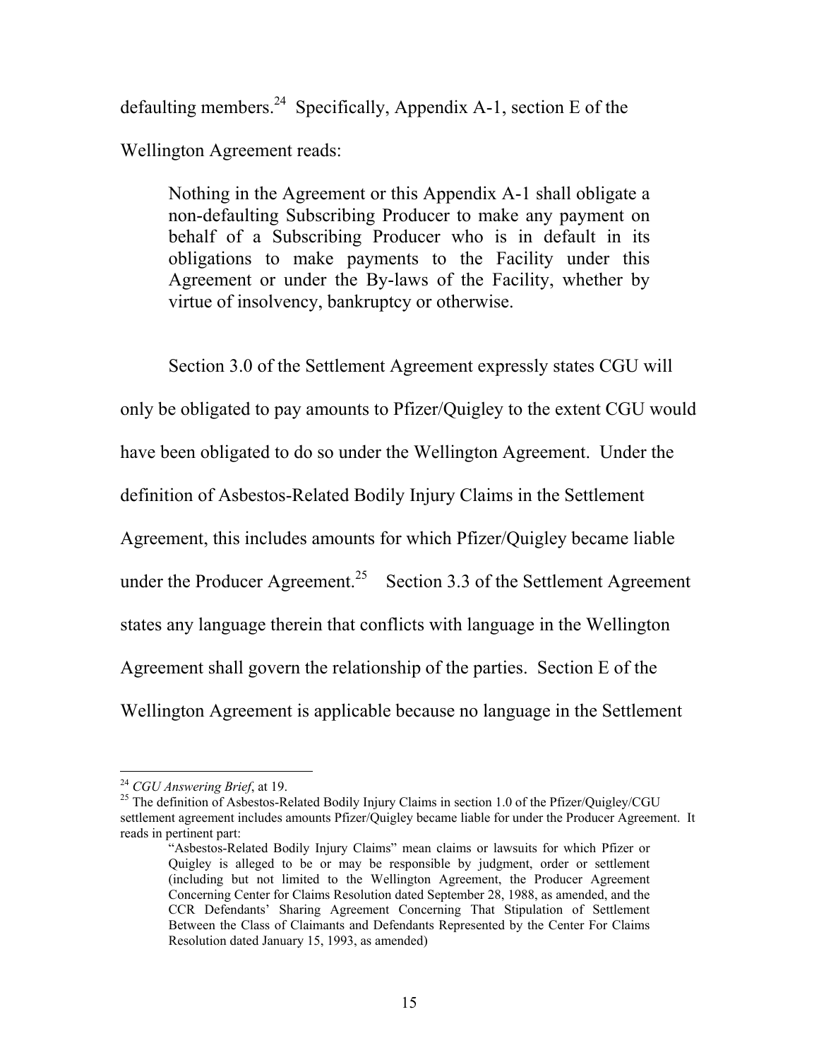defaulting members.[24] Specifically, Appendix A-1, section E of the Wellington Agreement reads:

> Nothing in the Agreement or this Appendix A-1 shall obligate a non-defaulting Subscribing Producer to make any payment on behalf of a Subscribing Producer who is in default in its obligations to make payments to the Facility under this Agreement or under the By-laws of the Facility, whether by virtue of insolvency, bankruptcy or otherwise.

Section 3.0 of the Settlement Agreement expressly states CGU will only be obligated to pay amounts to Pfizer/Quigley to the extent CGU would have been obligated to do so under the Wellington Agreement. Under the definition of Asbestos-Related Bodily Injury Claims in the Settlement Agreement, this includes amounts for which Pfizer/Quigley became liable under the Producer Agreement.[25] Section 3.3 of the Settlement Agreement states any language therein that conflicts with language in the Wellington Agreement shall govern the relationship of the parties. Section E of the Wellington Agreement is applicable because no language in the Settlement

---

[24] *CGU Answering Brief*, at 19.

[25] The definition of Asbestos-Related Bodily Injury Claims in section 1.0 of the Pfizer/Quigley/CGU settlement agreement includes amounts Pfizer/Quigley became liable for under the Producer Agreement. It reads in pertinent part:

> "Asbestos-Related Bodily Injury Claims" mean claims or lawsuits for which Pfizer or Quigley is alleged to be or may be responsible by judgment, order or settlement (including but not limited to the Wellington Agreement, the Producer Agreement Concerning Center for Claims Resolution dated September 28, 1988, as amended, and the CCR Defendants' Sharing Agreement Concerning That Stipulation of Settlement Between the Class of Claimants and Defendants Represented by the Center For Claims Resolution dated January 15, 1993, as amended)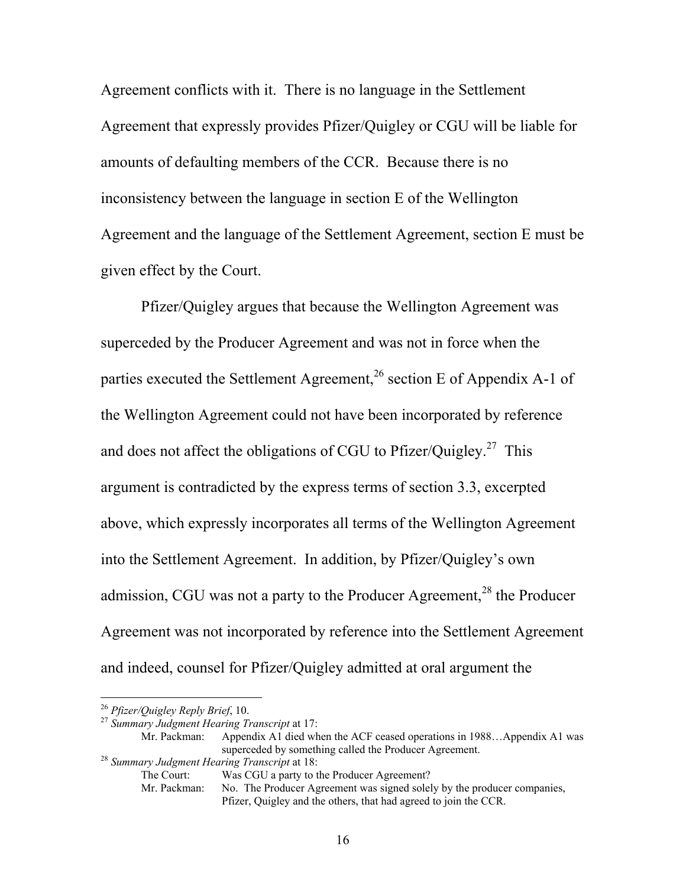Agreement conflicts with it. There is no language in the Settlement Agreement that expressly provides Pfizer/Quigley or CGU will be liable for amounts of defaulting members of the CCR. Because there is no inconsistency between the language in section E of the Wellington Agreement and the language of the Settlement Agreement, section E must be given effect by the Court.

Pfizer/Quigley argues that because the Wellington Agreement was superceded by the Producer Agreement and was not in force when the parties executed the Settlement Agreement,[26] section E of Appendix A-1 of the Wellington Agreement could not have been incorporated by reference and does not affect the obligations of CGU to Pfizer/Quigley.[27] This argument is contradicted by the express terms of section 3.3, excerpted above, which expressly incorporates all terms of the Wellington Agreement into the Settlement Agreement. In addition, by Pfizer/Quigley's own admission, CGU was not a party to the Producer Agreement,[28] the Producer Agreement was not incorporated by reference into the Settlement Agreement and indeed, counsel for Pfizer/Quigley admitted at oral argument the

---

[26] *Pfizer/Quigley Reply Brief*, 10.

[27] *Summary Judgment Hearing Transcript* at 17:

Mr. Packman: Appendix A1 died when the ACF ceased operations in 1988…Appendix A1 was superceded by something called the Producer Agreement.

[28] *Summary Judgment Hearing Transcript* at 18:

The Court: Was CGU a party to the Producer Agreement?

Mr. Packman: No. The Producer Agreement was signed solely by the producer companies, Pfizer, Quigley and the others, that had agreed to join the CCR.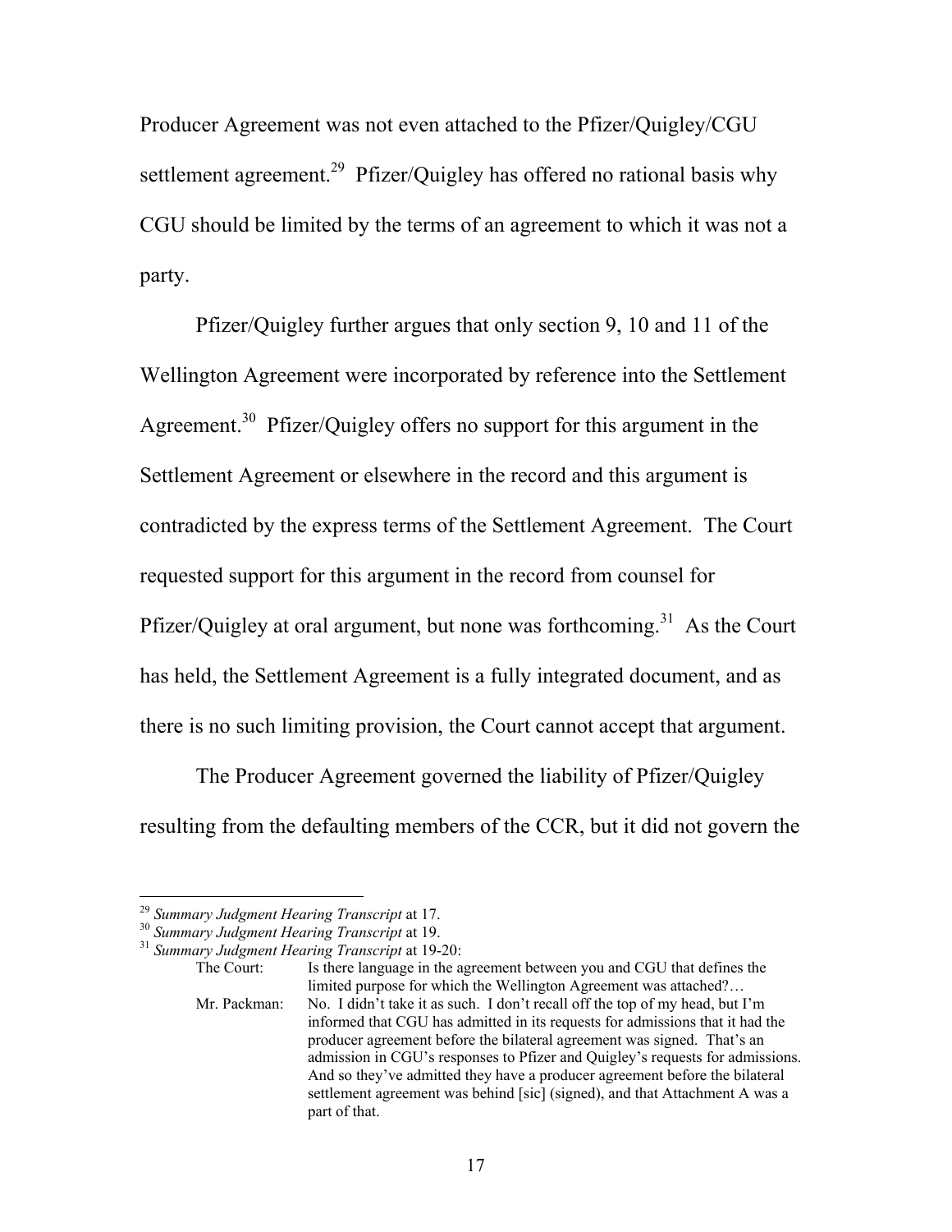Producer Agreement was not even attached to the Pfizer/Quigley/CGU settlement agreement.[29] Pfizer/Quigley has offered no rational basis why CGU should be limited by the terms of an agreement to which it was not a party.

Pfizer/Quigley further argues that only section 9, 10 and 11 of the Wellington Agreement were incorporated by reference into the Settlement Agreement.[30] Pfizer/Quigley offers no support for this argument in the Settlement Agreement or elsewhere in the record and this argument is contradicted by the express terms of the Settlement Agreement. The Court requested support for this argument in the record from counsel for Pfizer/Quigley at oral argument, but none was forthcoming.[31] As the Court has held, the Settlement Agreement is a fully integrated document, and as there is no such limiting provision, the Court cannot accept that argument.

The Producer Agreement governed the liability of Pfizer/Quigley resulting from the defaulting members of the CCR, but it did not govern the

---

[29] *Summary Judgment Hearing Transcript* at 17.

[30] *Summary Judgment Hearing Transcript* at 19.

[31] *Summary Judgment Hearing Transcript* at 19-20:

The Court: Is there language in the agreement between you and CGU that defines the limited purpose for which the Wellington Agreement was attached?…

Mr. Packman: No. I didn't take it as such. I don't recall off the top of my head, but I'm informed that CGU has admitted in its requests for admissions that it had the producer agreement before the bilateral agreement was signed. That's an admission in CGU's responses to Pfizer and Quigley's requests for admissions. And so they've admitted they have a producer agreement before the bilateral settlement agreement was behind [sic] (signed), and that Attachment A was a part of that.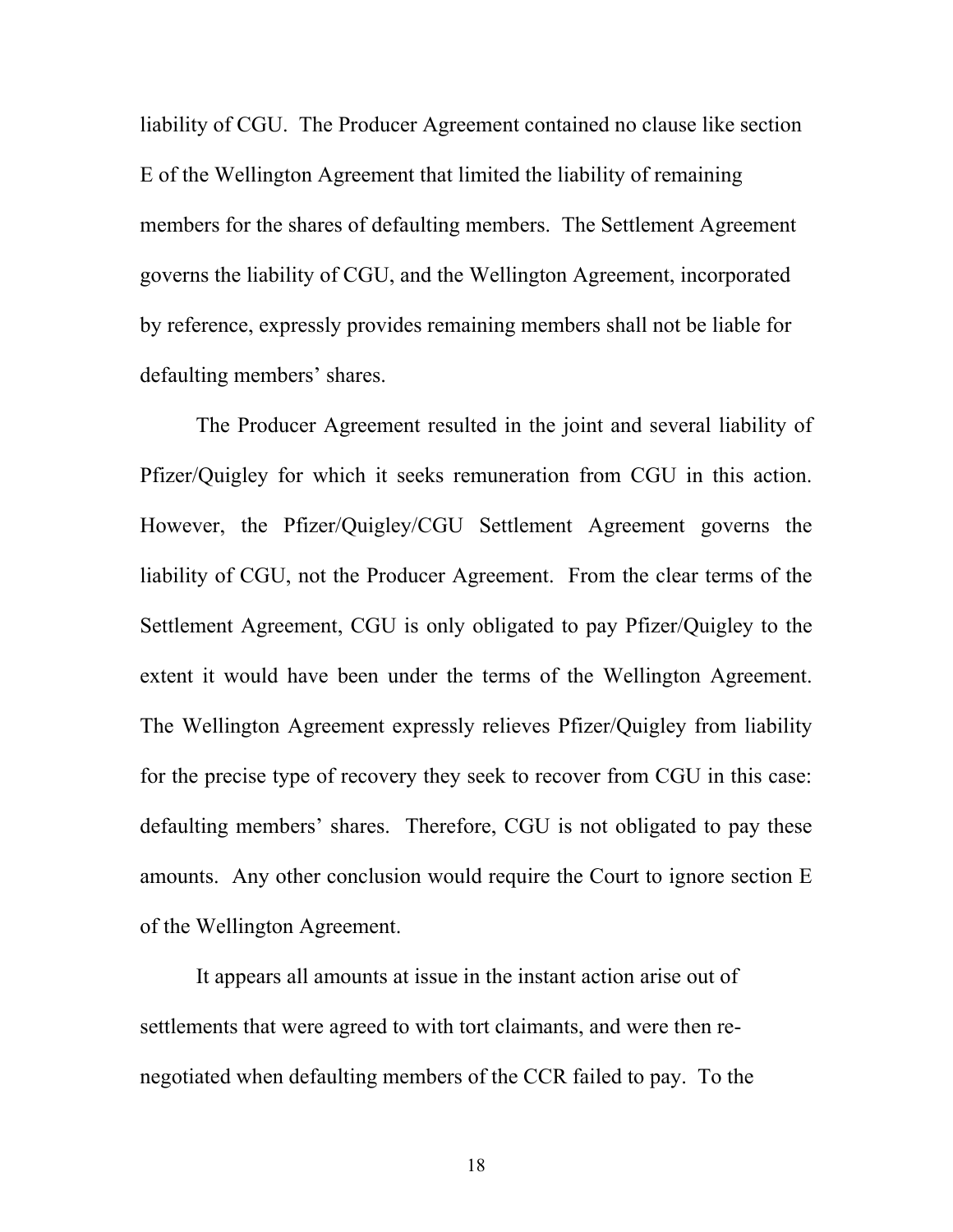liability of CGU. The Producer Agreement contained no clause like section E of the Wellington Agreement that limited the liability of remaining members for the shares of defaulting members. The Settlement Agreement governs the liability of CGU, and the Wellington Agreement, incorporated by reference, expressly provides remaining members shall not be liable for defaulting members' shares.

The Producer Agreement resulted in the joint and several liability of Pfizer/Quigley for which it seeks remuneration from CGU in this action. However, the Pfizer/Quigley/CGU Settlement Agreement governs the liability of CGU, not the Producer Agreement. From the clear terms of the Settlement Agreement, CGU is only obligated to pay Pfizer/Quigley to the extent it would have been under the terms of the Wellington Agreement. The Wellington Agreement expressly relieves Pfizer/Quigley from liability for the precise type of recovery they seek to recover from CGU in this case: defaulting members' shares. Therefore, CGU is not obligated to pay these amounts. Any other conclusion would require the Court to ignore section E of the Wellington Agreement.

It appears all amounts at issue in the instant action arise out of settlements that were agreed to with tort claimants, and were then re-negotiated when defaulting members of the CCR failed to pay. To the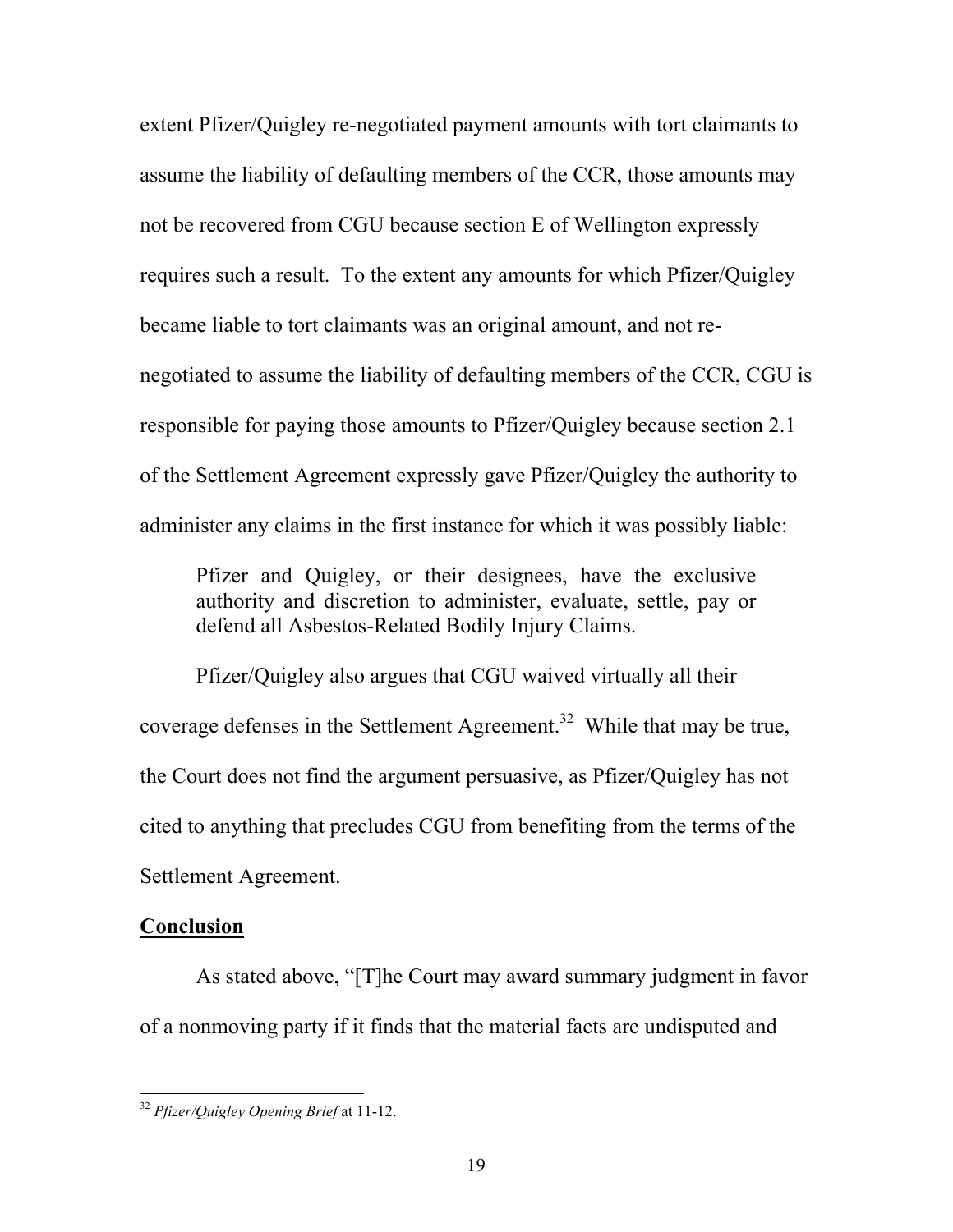extent Pfizer/Quigley re-negotiated payment amounts with tort claimants to assume the liability of defaulting members of the CCR, those amounts may not be recovered from CGU because section E of Wellington expressly requires such a result. To the extent any amounts for which Pfizer/Quigley became liable to tort claimants was an original amount, and not re-negotiated to assume the liability of defaulting members of the CCR, CGU is responsible for paying those amounts to Pfizer/Quigley because section 2.1 of the Settlement Agreement expressly gave Pfizer/Quigley the authority to administer any claims in the first instance for which it was possibly liable:

> Pfizer and Quigley, or their designees, have the exclusive authority and discretion to administer, evaluate, settle, pay or defend all Asbestos-Related Bodily Injury Claims.

Pfizer/Quigley also argues that CGU waived virtually all their coverage defenses in the Settlement Agreement.[32] While that may be true, the Court does not find the argument persuasive, as Pfizer/Quigley has not cited to anything that precludes CGU from benefiting from the terms of the Settlement Agreement.

## Conclusion

As stated above, "[T]he Court may award summary judgment in favor of a nonmoving party if it finds that the material facts are undisputed and

---

[32] *Pfizer/Quigley Opening Brief* at 11-12.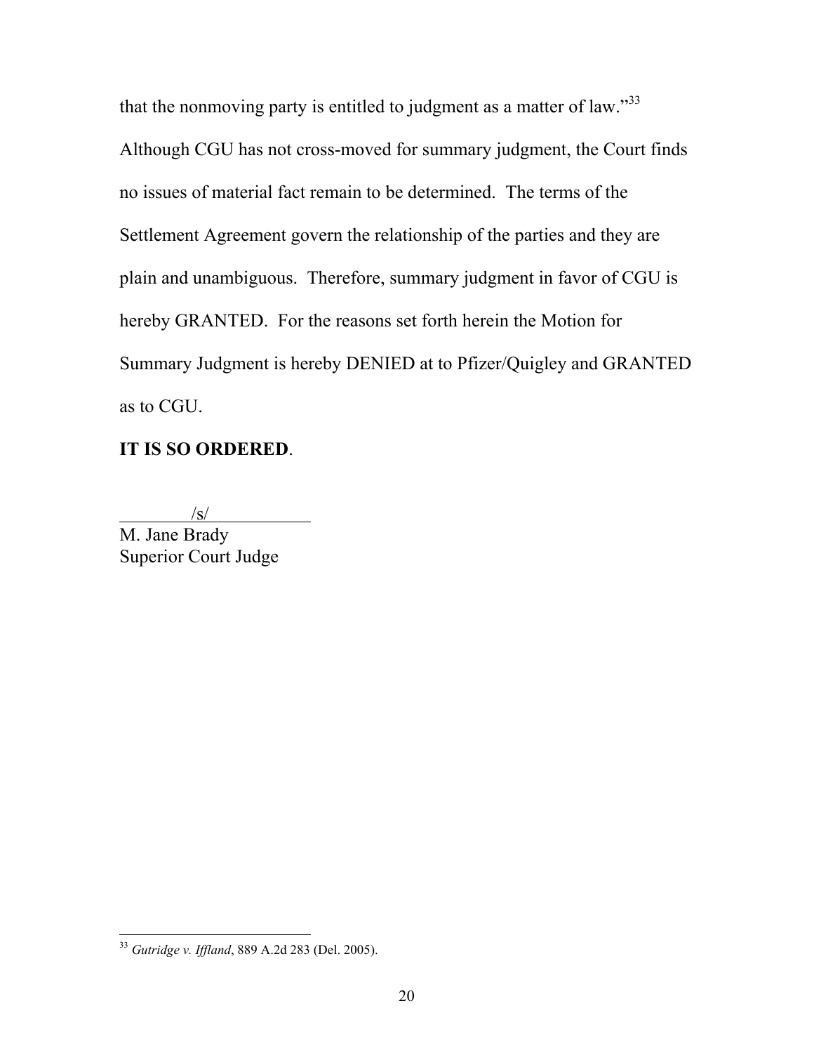that the nonmoving party is entitled to judgment as a matter of law."[33] Although CGU has not cross-moved for summary judgment, the Court finds no issues of material fact remain to be determined. The terms of the Settlement Agreement govern the relationship of the parties and they are plain and unambiguous. Therefore, summary judgment in favor of CGU is hereby GRANTED. For the reasons set forth herein the Motion for Summary Judgment is hereby DENIED at to Pfizer/Quigley and GRANTED as to CGU.

**IT IS SO ORDERED**.

/s/
M. Jane Brady
Superior Court Judge

---

[33] *Gutridge v. Iffland*, 889 A.2d 283 (Del. 2005).